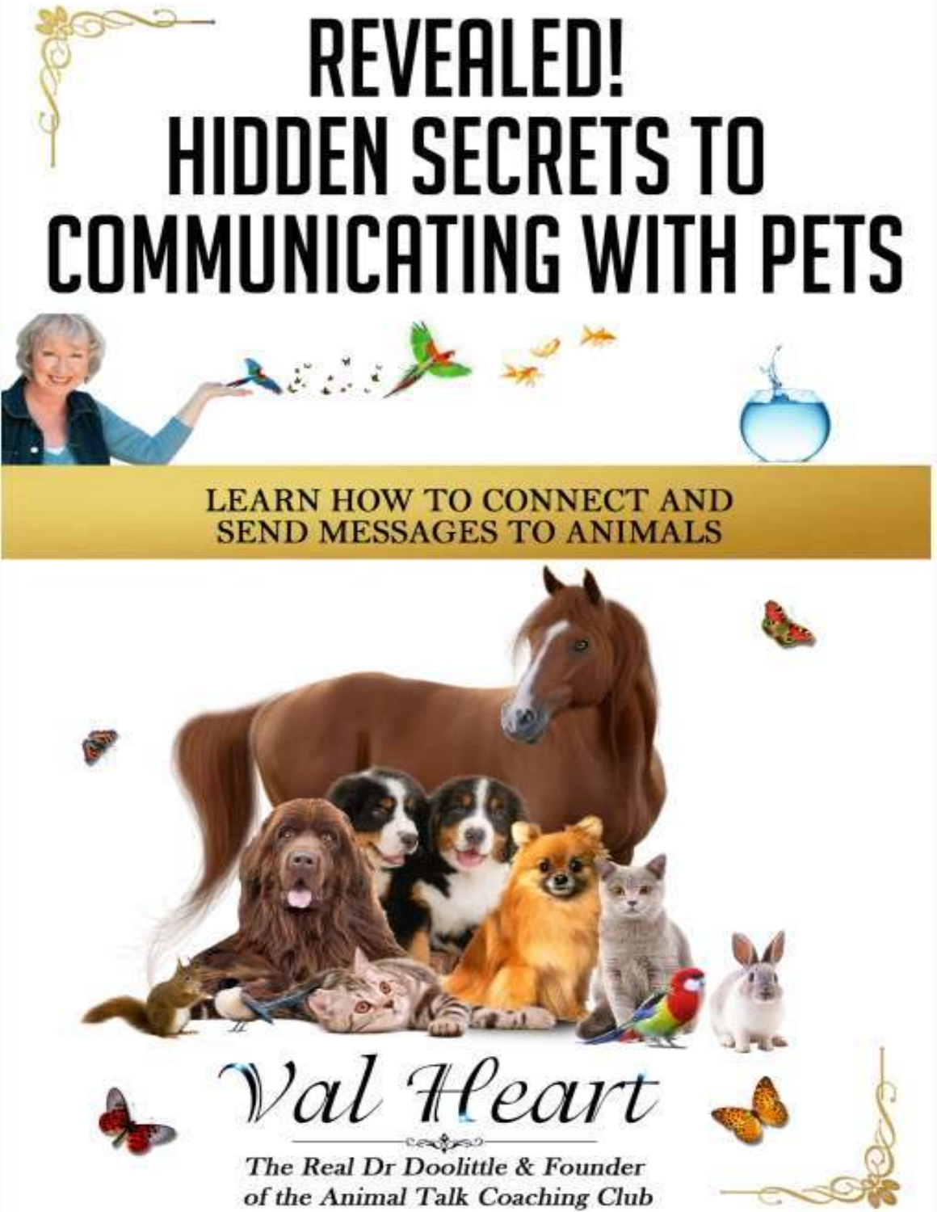# REVEALED! HIDDEN SECRETS TO COMMUNICATING WITH PETS

## LEARN HOW TO CONNECT AND SEND MESSAGES TO ANIMALS

**Val Heart**

*The Real Dr Doolittle & Founder of the Animal Talk Coaching Club*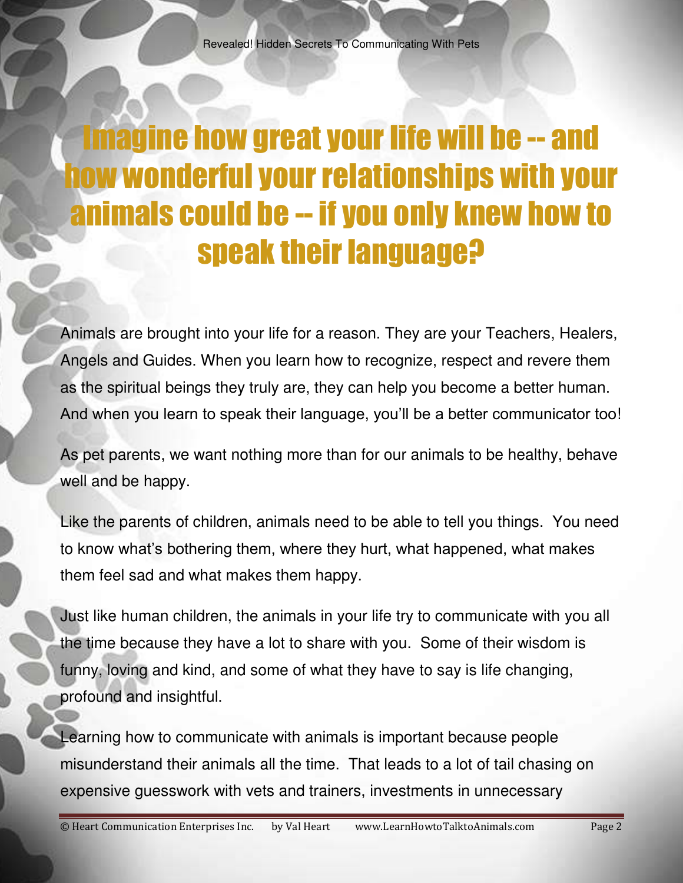# Imagine how great your life will be -- and how wonderful your relationships with your animals could be -- if you only knew how to speak their language?

Animals are brought into your life for a reason. They are your Teachers, Healers, Angels and Guides. When you learn how to recognize, respect and revere them as the spiritual beings they truly are, they can help you become a better human. And when you learn to speak their language, you'll be a better communicator too!

As pet parents, we want nothing more than for our animals to be healthy, behave well and be happy.

Like the parents of children, animals need to be able to tell you things. You need to know what's bothering them, where they hurt, what happened, what makes them feel sad and what makes them happy.

Just like human children, the animals in your life try to communicate with you all the time because they have a lot to share with you. Some of their wisdom is funny, loving and kind, and some of what they have to say is life changing, profound and insightful.

Learning how to communicate with animals is important because people misunderstand their animals all the time. That leads to a lot of tail chasing on expensive guesswork with vets and trainers, investments in unnecessary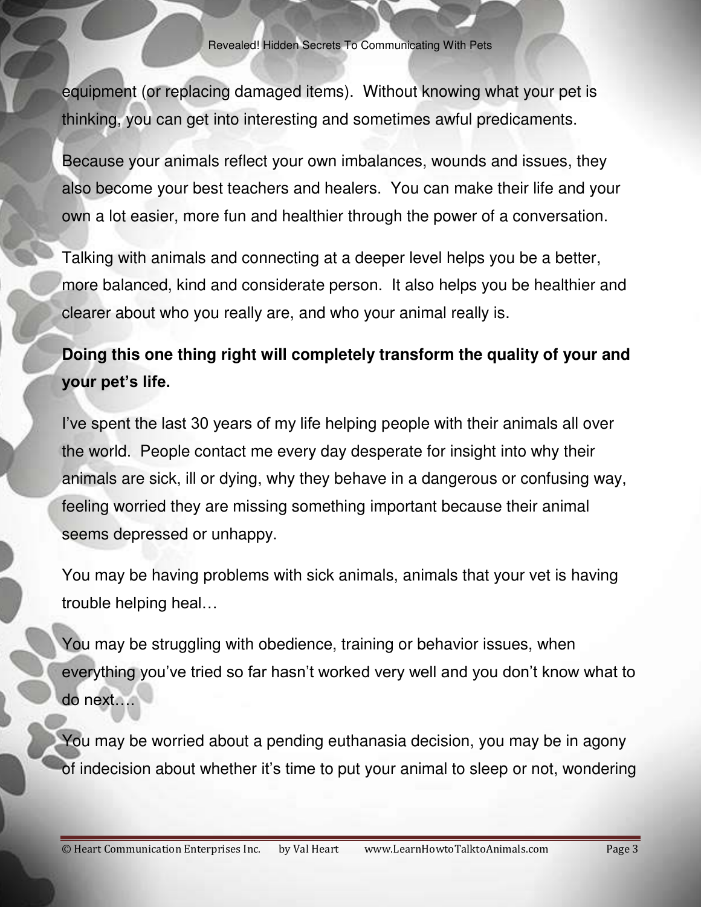equipment (or replacing damaged items). Without knowing what your pet is thinking, you can get into interesting and sometimes awful predicaments.

Because your animals reflect your own imbalances, wounds and issues, they also become your best teachers and healers. You can make their life and your own a lot easier, more fun and healthier through the power of a conversation.

Talking with animals and connecting at a deeper level helps you be a better, more balanced, kind and considerate person. It also helps you be healthier and clearer about who you really are, and who your animal really is.

**Doing this one thing right will completely transform the quality of your and your pet's life.**

I've spent the last 30 years of my life helping people with their animals all over the world. People contact me every day desperate for insight into why their animals are sick, ill or dying, why they behave in a dangerous or confusing way, feeling worried they are missing something important because their animal seems depressed or unhappy.

You may be having problems with sick animals, animals that your vet is having trouble helping heal…

You may be struggling with obedience, training or behavior issues, when everything you've tried so far hasn't worked very well and you don't know what to do next….

You may be worried about a pending euthanasia decision, you may be in agony of indecision about whether it's time to put your animal to sleep or not, wondering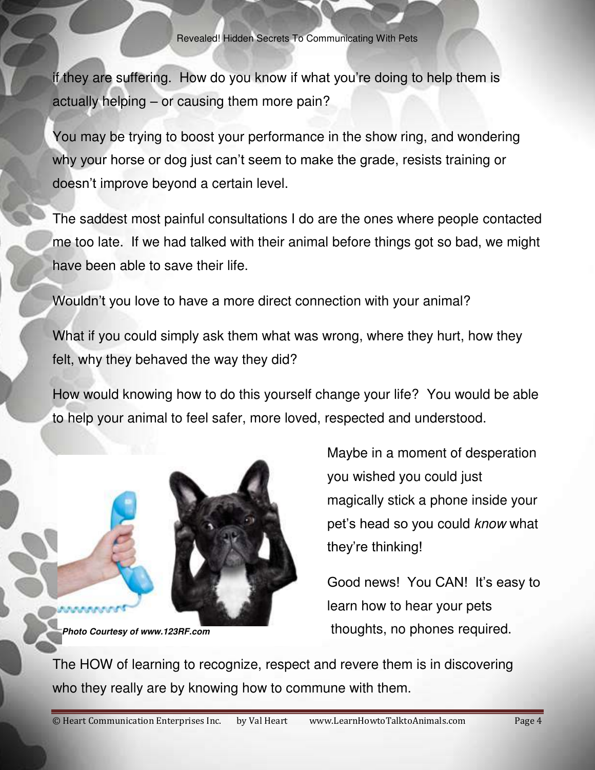if they are suffering. How do you know if what you're doing to help them is actually helping – or causing them more pain?

You may be trying to boost your performance in the show ring, and wondering why your horse or dog just can't seem to make the grade, resists training or doesn't improve beyond a certain level.

The saddest most painful consultations I do are the ones where people contacted me too late. If we had talked with their animal before things got so bad, we might have been able to save their life.

Wouldn't you love to have a more direct connection with your animal?

What if you could simply ask them what was wrong, where they hurt, how they felt, why they behaved the way they did?

How would knowing how to do this yourself change your life? You would be able to help your animal to feel safer, more loved, respected and understood.

***Photo Courtesy of www.123RF.com***

Maybe in a moment of desperation you wished you could just magically stick a phone inside your pet's head so you could *know* what they're thinking!

Good news! You CAN! It's easy to learn how to hear your pets thoughts, no phones required.

The HOW of learning to recognize, respect and revere them is in discovering who they really are by knowing how to commune with them.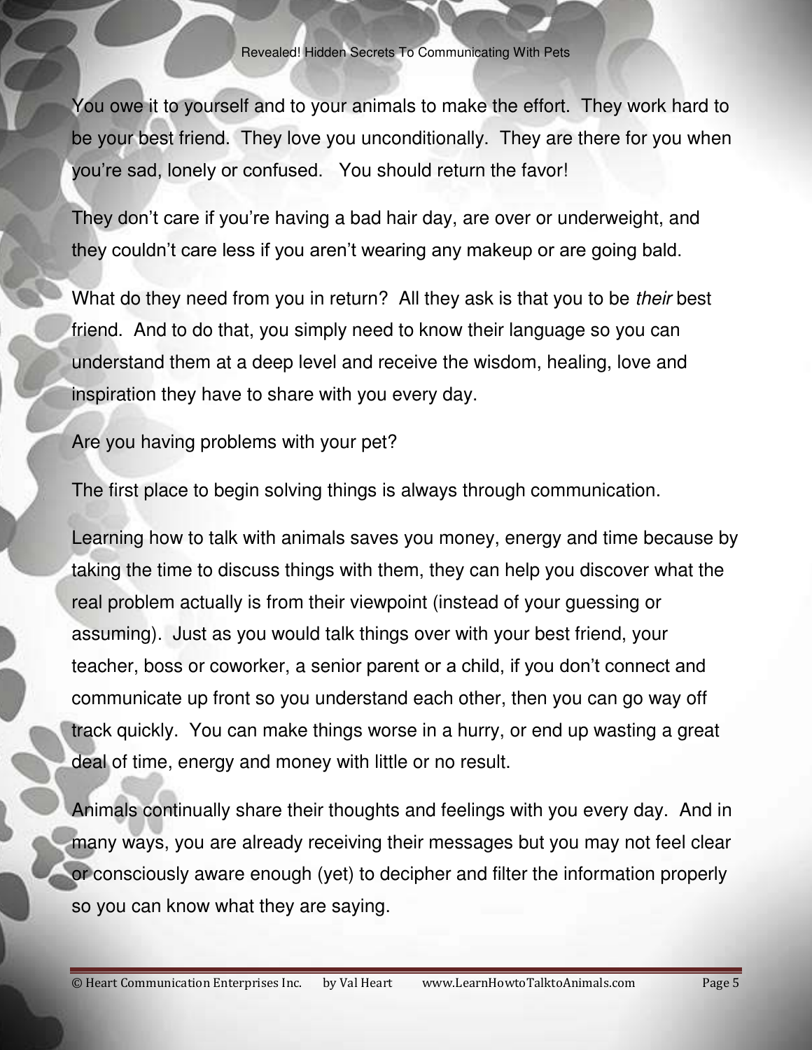You owe it to yourself and to your animals to make the effort. They work hard to be your best friend. They love you unconditionally. They are there for you when you're sad, lonely or confused. You should return the favor!

They don't care if you're having a bad hair day, are over or underweight, and they couldn't care less if you aren't wearing any makeup or are going bald.

What do they need from you in return? All they ask is that you to be *their* best friend. And to do that, you simply need to know their language so you can understand them at a deep level and receive the wisdom, healing, love and inspiration they have to share with you every day.

Are you having problems with your pet?

The first place to begin solving things is always through communication.

Learning how to talk with animals saves you money, energy and time because by taking the time to discuss things with them, they can help you discover what the real problem actually is from their viewpoint (instead of your guessing or assuming). Just as you would talk things over with your best friend, your teacher, boss or coworker, a senior parent or a child, if you don't connect and communicate up front so you understand each other, then you can go way off track quickly. You can make things worse in a hurry, or end up wasting a great deal of time, energy and money with little or no result.

Animals continually share their thoughts and feelings with you every day. And in many ways, you are already receiving their messages but you may not feel clear or consciously aware enough (yet) to decipher and filter the information properly so you can know what they are saying.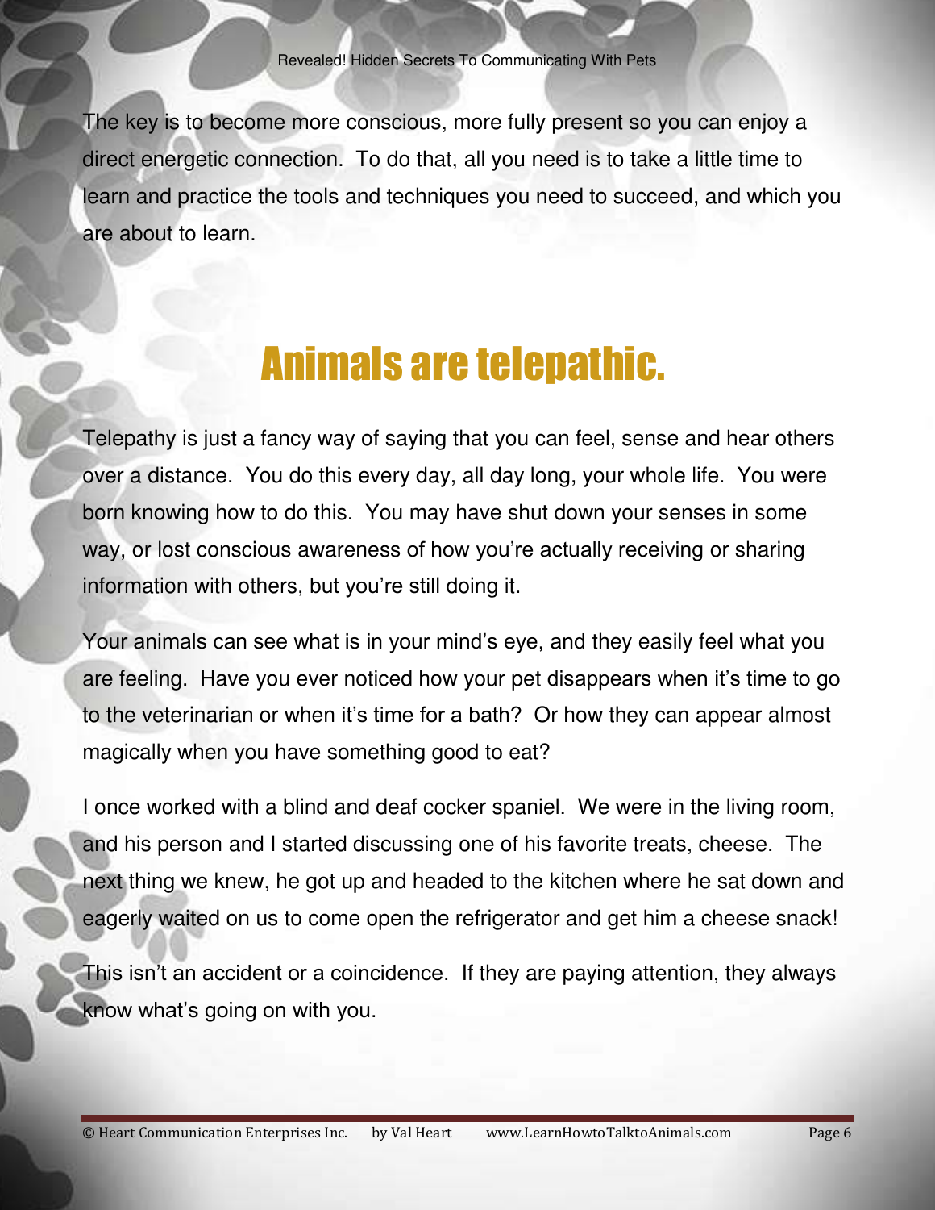The key is to become more conscious, more fully present so you can enjoy a direct energetic connection. To do that, all you need is to take a little time to learn and practice the tools and techniques you need to succeed, and which you are about to learn.

## Animals are telepathic.

Telepathy is just a fancy way of saying that you can feel, sense and hear others over a distance. You do this every day, all day long, your whole life. You were born knowing how to do this. You may have shut down your senses in some way, or lost conscious awareness of how you're actually receiving or sharing information with others, but you're still doing it.

Your animals can see what is in your mind's eye, and they easily feel what you are feeling. Have you ever noticed how your pet disappears when it's time to go to the veterinarian or when it's time for a bath? Or how they can appear almost magically when you have something good to eat?

I once worked with a blind and deaf cocker spaniel. We were in the living room, and his person and I started discussing one of his favorite treats, cheese. The next thing we knew, he got up and headed to the kitchen where he sat down and eagerly waited on us to come open the refrigerator and get him a cheese snack!

This isn't an accident or a coincidence. If they are paying attention, they always know what's going on with you.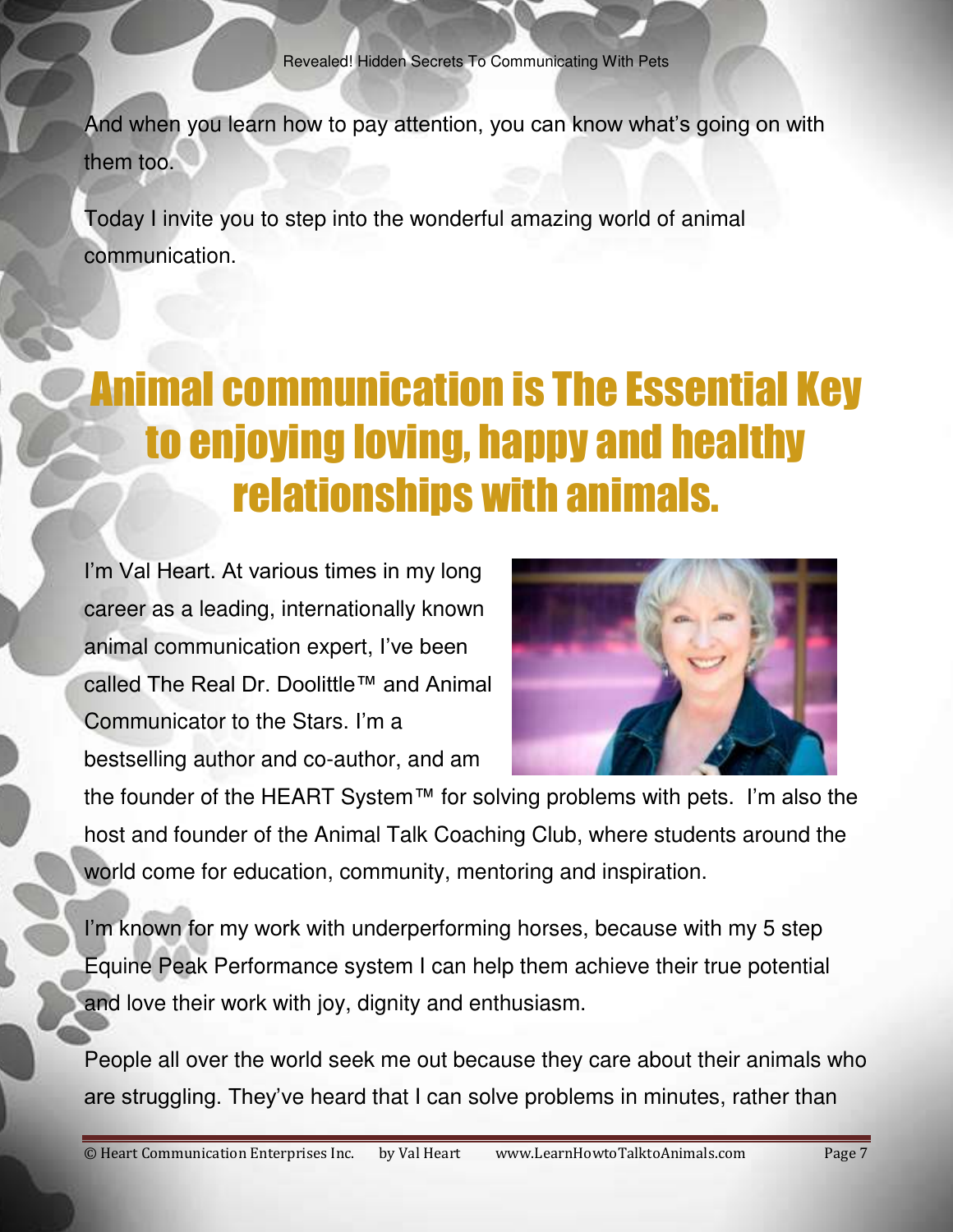And when you learn how to pay attention, you can know what's going on with them too.

Today I invite you to step into the wonderful amazing world of animal communication.

# Animal communication is The Essential Key to enjoying loving, happy and healthy relationships with animals.

I'm Val Heart. At various times in my long career as a leading, internationally known animal communication expert, I've been called The Real Dr. Doolittle™ and Animal Communicator to the Stars. I'm a bestselling author and co-author, and am the founder of the HEART System™ for solving problems with pets. I'm also the host and founder of the Animal Talk Coaching Club, where students around the world come for education, community, mentoring and inspiration.

I'm known for my work with underperforming horses, because with my 5 step Equine Peak Performance system I can help them achieve their true potential and love their work with joy, dignity and enthusiasm.

People all over the world seek me out because they care about their animals who are struggling. They've heard that I can solve problems in minutes, rather than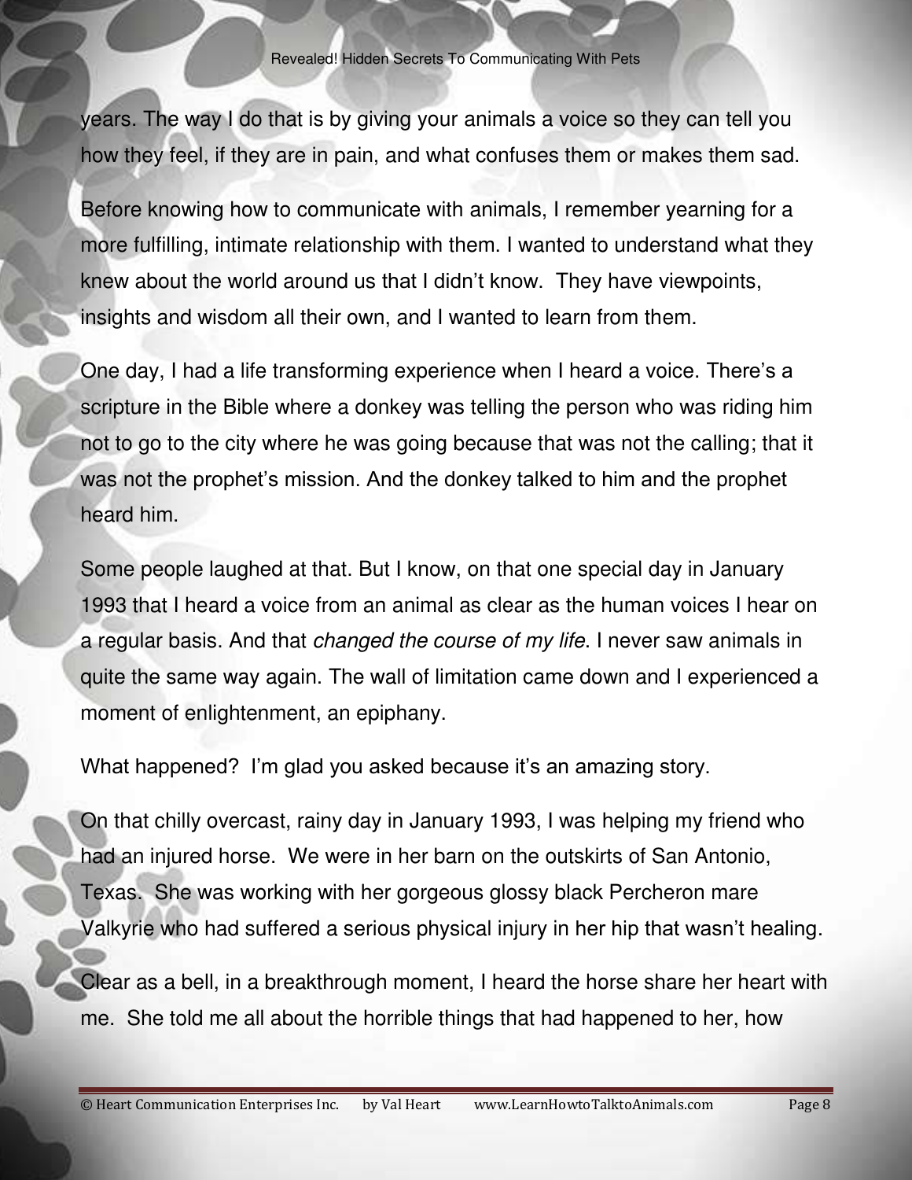years. The way I do that is by giving your animals a voice so they can tell you how they feel, if they are in pain, and what confuses them or makes them sad.

Before knowing how to communicate with animals, I remember yearning for a more fulfilling, intimate relationship with them. I wanted to understand what they knew about the world around us that I didn't know. They have viewpoints, insights and wisdom all their own, and I wanted to learn from them.

One day, I had a life transforming experience when I heard a voice. There's a scripture in the Bible where a donkey was telling the person who was riding him not to go to the city where he was going because that was not the calling; that it was not the prophet's mission. And the donkey talked to him and the prophet heard him.

Some people laughed at that. But I know, on that one special day in January 1993 that I heard a voice from an animal as clear as the human voices I hear on a regular basis. And that *changed the course of my life*. I never saw animals in quite the same way again. The wall of limitation came down and I experienced a moment of enlightenment, an epiphany.

What happened? I'm glad you asked because it's an amazing story.

On that chilly overcast, rainy day in January 1993, I was helping my friend who had an injured horse. We were in her barn on the outskirts of San Antonio, Texas. She was working with her gorgeous glossy black Percheron mare Valkyrie who had suffered a serious physical injury in her hip that wasn't healing.

Clear as a bell, in a breakthrough moment, I heard the horse share her heart with me. She told me all about the horrible things that had happened to her, how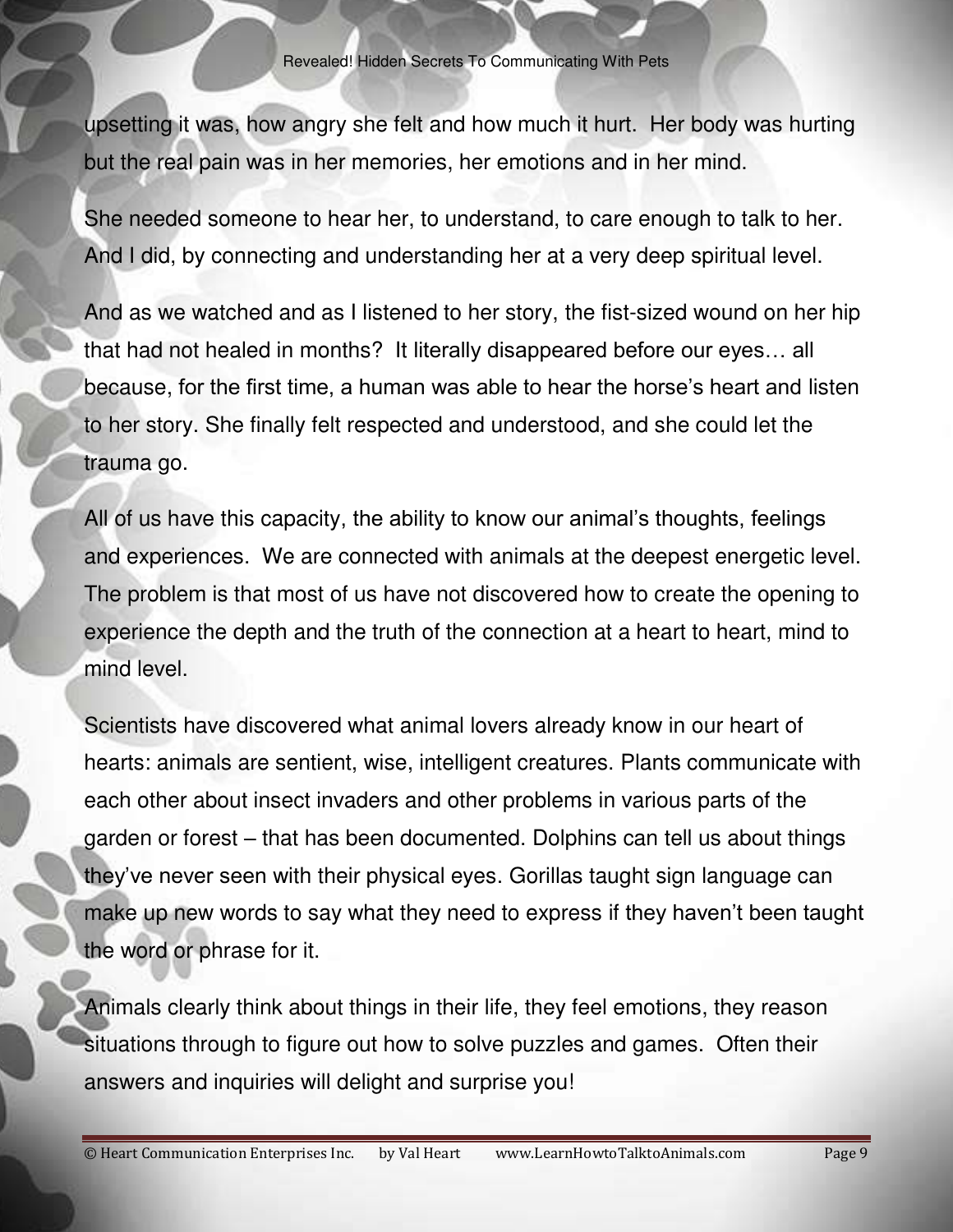upsetting it was, how angry she felt and how much it hurt. Her body was hurting but the real pain was in her memories, her emotions and in her mind.

She needed someone to hear her, to understand, to care enough to talk to her. And I did, by connecting and understanding her at a very deep spiritual level.

And as we watched and as I listened to her story, the fist-sized wound on her hip that had not healed in months? It literally disappeared before our eyes… all because, for the first time, a human was able to hear the horse's heart and listen to her story. She finally felt respected and understood, and she could let the trauma go.

All of us have this capacity, the ability to know our animal's thoughts, feelings and experiences. We are connected with animals at the deepest energetic level. The problem is that most of us have not discovered how to create the opening to experience the depth and the truth of the connection at a heart to heart, mind to mind level.

Scientists have discovered what animal lovers already know in our heart of hearts: animals are sentient, wise, intelligent creatures. Plants communicate with each other about insect invaders and other problems in various parts of the garden or forest – that has been documented. Dolphins can tell us about things they've never seen with their physical eyes. Gorillas taught sign language can make up new words to say what they need to express if they haven't been taught the word or phrase for it.

Animals clearly think about things in their life, they feel emotions, they reason situations through to figure out how to solve puzzles and games. Often their answers and inquiries will delight and surprise you!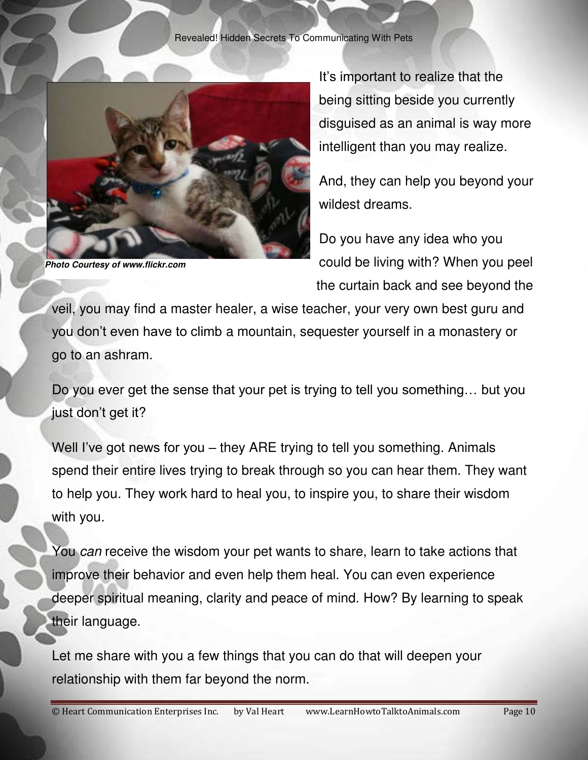***Photo Courtesy of www.flickr.com***

It's important to realize that the being sitting beside you currently disguised as an animal is way more intelligent than you may realize.

And, they can help you beyond your wildest dreams.

Do you have any idea who you could be living with? When you peel the curtain back and see beyond the veil, you may find a master healer, a wise teacher, your very own best guru and you don't even have to climb a mountain, sequester yourself in a monastery or go to an ashram.

Do you ever get the sense that your pet is trying to tell you something… but you just don't get it?

Well I've got news for you – they ARE trying to tell you something. Animals spend their entire lives trying to break through so you can hear them. They want to help you. They work hard to heal you, to inspire you, to share their wisdom with you.

You *can* receive the wisdom your pet wants to share, learn to take actions that improve their behavior and even help them heal. You can even experience deeper spiritual meaning, clarity and peace of mind. How? By learning to speak their language.

Let me share with you a few things that you can do that will deepen your relationship with them far beyond the norm.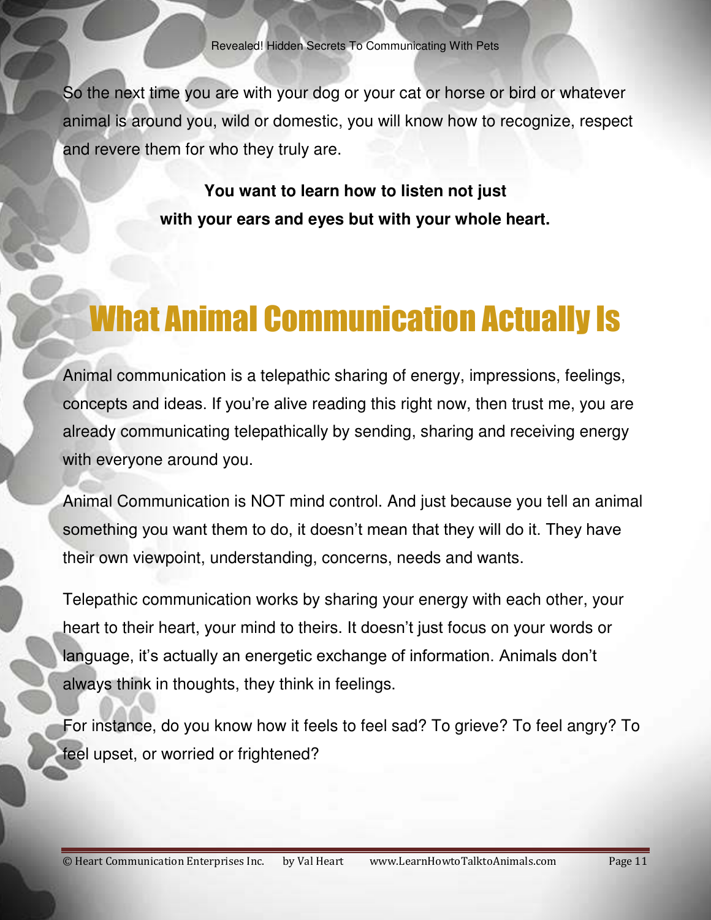So the next time you are with your dog or your cat or horse or bird or whatever animal is around you, wild or domestic, you will know how to recognize, respect and revere them for who they truly are.

**You want to learn how to listen not just with your ears and eyes but with your whole heart.**

# What Animal Communication Actually Is

Animal communication is a telepathic sharing of energy, impressions, feelings, concepts and ideas. If you're alive reading this right now, then trust me, you are already communicating telepathically by sending, sharing and receiving energy with everyone around you.

Animal Communication is NOT mind control. And just because you tell an animal something you want them to do, it doesn't mean that they will do it. They have their own viewpoint, understanding, concerns, needs and wants.

Telepathic communication works by sharing your energy with each other, your heart to their heart, your mind to theirs. It doesn't just focus on your words or language, it's actually an energetic exchange of information. Animals don't always think in thoughts, they think in feelings.

For instance, do you know how it feels to feel sad? To grieve? To feel angry? To feel upset, or worried or frightened?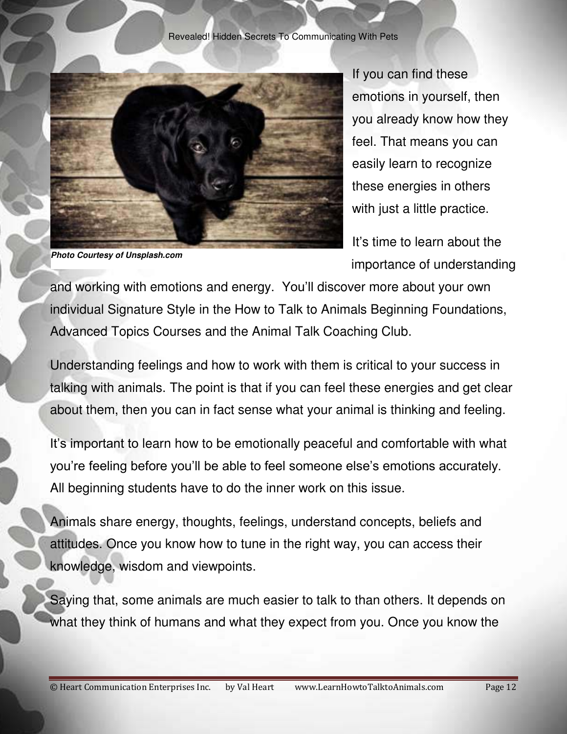*Photo Courtesy of Unsplash.com*

If you can find these emotions in yourself, then you already know how they feel. That means you can easily learn to recognize these energies in others with just a little practice.

It's time to learn about the importance of understanding and working with emotions and energy. You'll discover more about your own individual Signature Style in the How to Talk to Animals Beginning Foundations, Advanced Topics Courses and the Animal Talk Coaching Club.

Understanding feelings and how to work with them is critical to your success in talking with animals. The point is that if you can feel these energies and get clear about them, then you can in fact sense what your animal is thinking and feeling.

It's important to learn how to be emotionally peaceful and comfortable with what you're feeling before you'll be able to feel someone else's emotions accurately. All beginning students have to do the inner work on this issue.

Animals share energy, thoughts, feelings, understand concepts, beliefs and attitudes. Once you know how to tune in the right way, you can access their knowledge, wisdom and viewpoints.

Saying that, some animals are much easier to talk to than others. It depends on what they think of humans and what they expect from you. Once you know the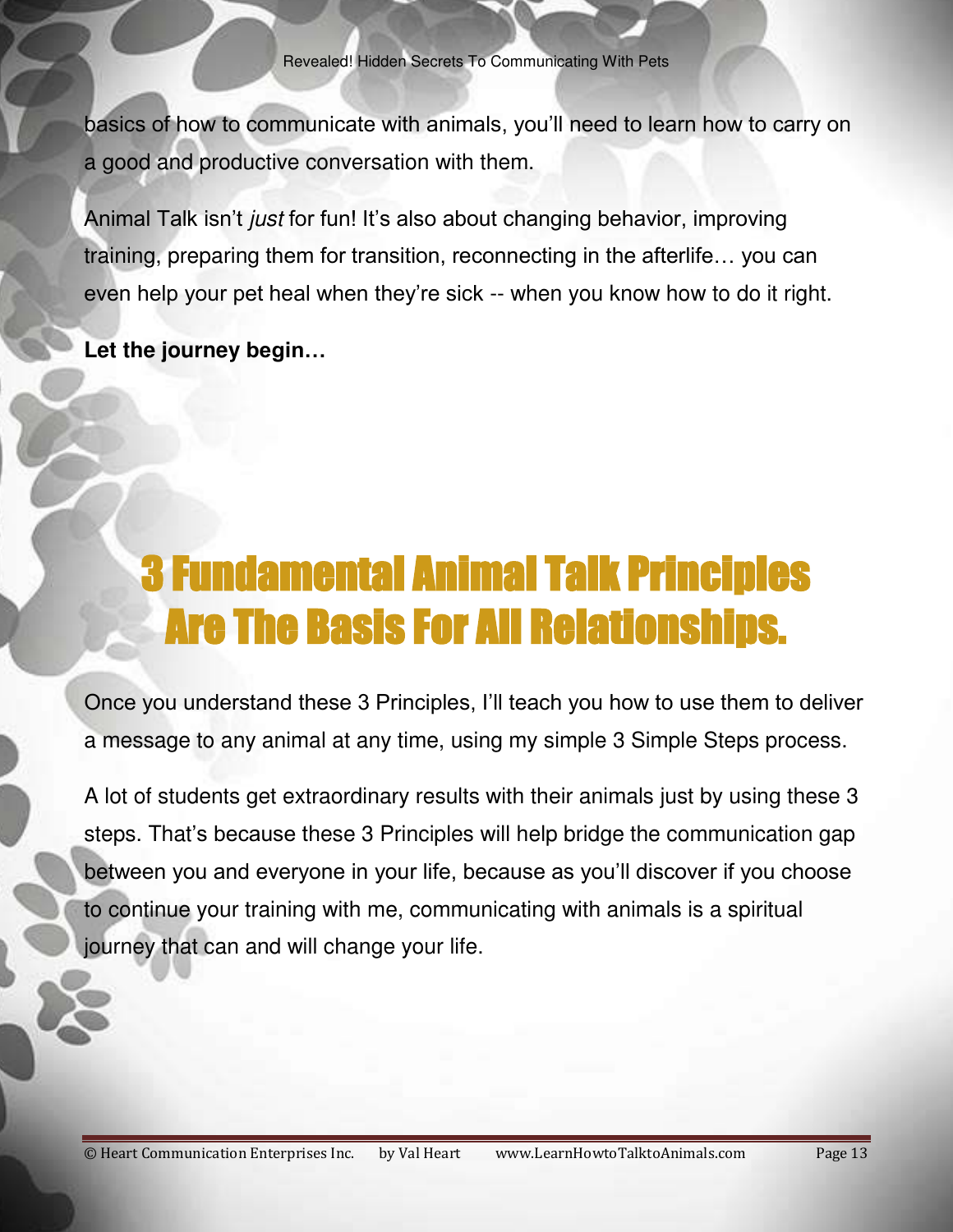basics of how to communicate with animals, you'll need to learn how to carry on a good and productive conversation with them.

Animal Talk isn't *just* for fun! It's also about changing behavior, improving training, preparing them for transition, reconnecting in the afterlife… you can even help your pet heal when they're sick -- when you know how to do it right.

**Let the journey begin…**

# 3 Fundamental Animal Talk Principles Are The Basis For All Relationships.

Once you understand these 3 Principles, I'll teach you how to use them to deliver a message to any animal at any time, using my simple 3 Simple Steps process.

A lot of students get extraordinary results with their animals just by using these 3 steps. That's because these 3 Principles will help bridge the communication gap between you and everyone in your life, because as you'll discover if you choose to continue your training with me, communicating with animals is a spiritual journey that can and will change your life.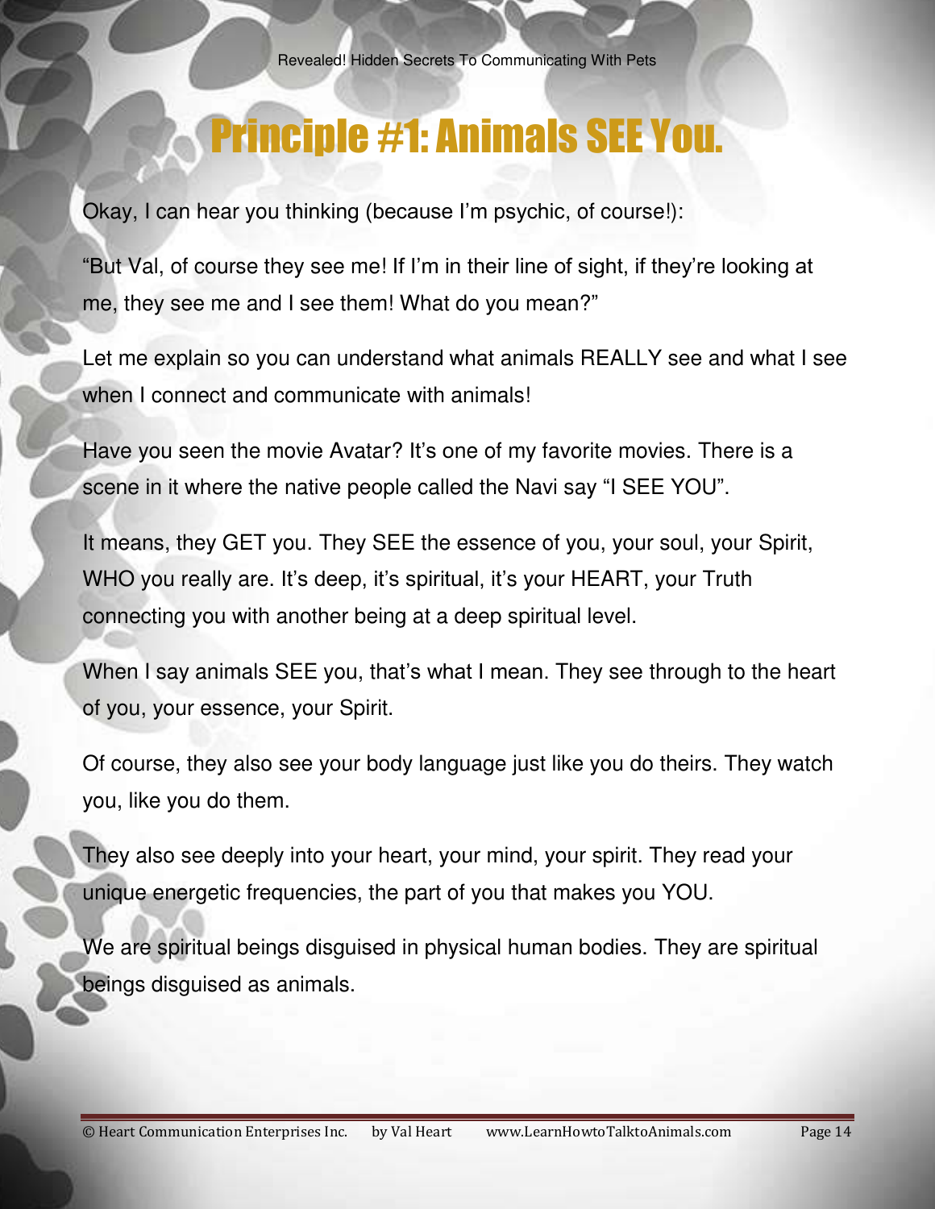# Principle #1: Animals SEE You.

Okay, I can hear you thinking (because I'm psychic, of course!):

"But Val, of course they see me! If I'm in their line of sight, if they're looking at me, they see me and I see them! What do you mean?"

Let me explain so you can understand what animals REALLY see and what I see when I connect and communicate with animals!

Have you seen the movie Avatar? It's one of my favorite movies. There is a scene in it where the native people called the Navi say "I SEE YOU".

It means, they GET you. They SEE the essence of you, your soul, your Spirit, WHO you really are. It's deep, it's spiritual, it's your HEART, your Truth connecting you with another being at a deep spiritual level.

When I say animals SEE you, that's what I mean. They see through to the heart of you, your essence, your Spirit.

Of course, they also see your body language just like you do theirs. They watch you, like you do them.

They also see deeply into your heart, your mind, your spirit. They read your unique energetic frequencies, the part of you that makes you YOU.

We are spiritual beings disguised in physical human bodies. They are spiritual beings disguised as animals.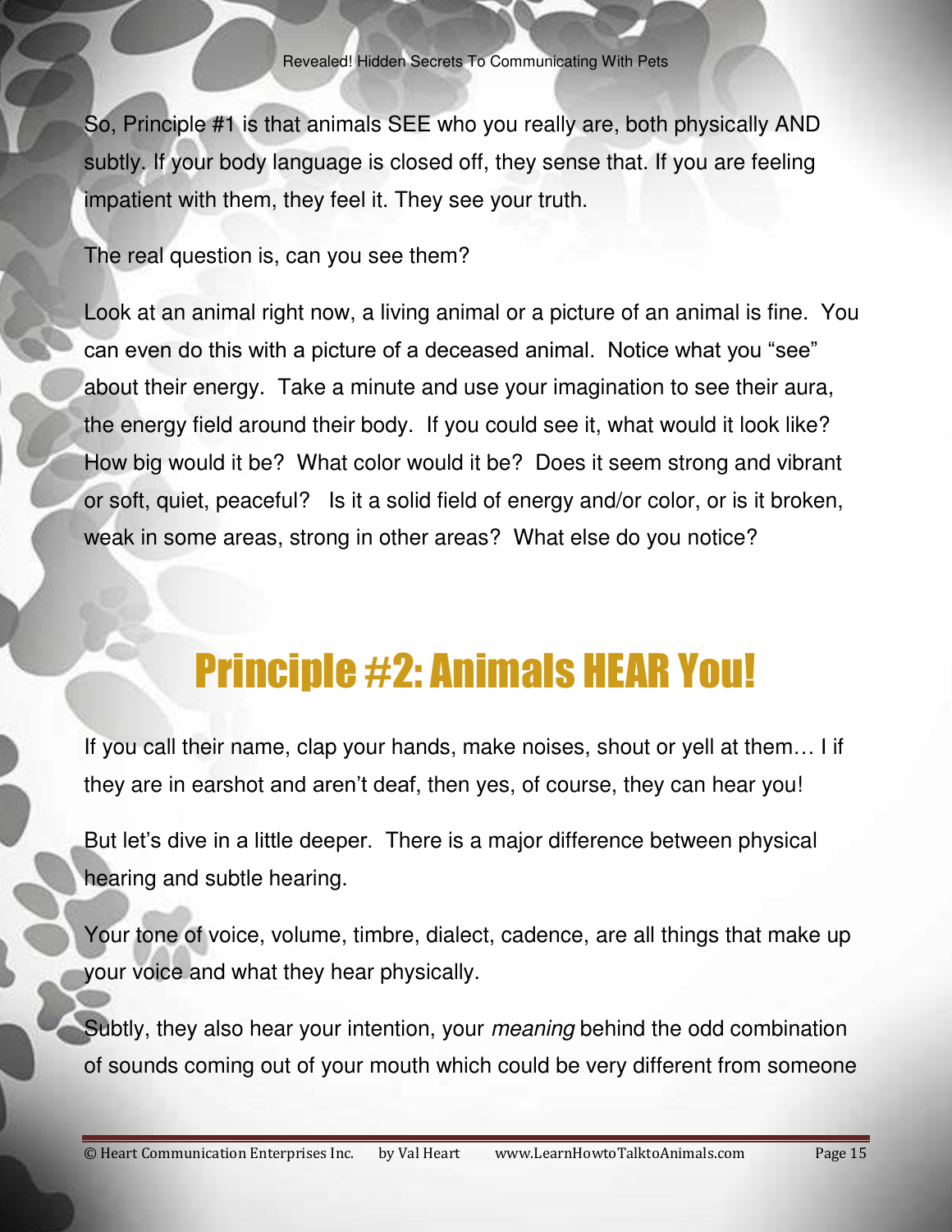So, Principle #1 is that animals SEE who you really are, both physically AND subtly. If your body language is closed off, they sense that. If you are feeling impatient with them, they feel it. They see your truth.

The real question is, can you see them?

Look at an animal right now, a living animal or a picture of an animal is fine. You can even do this with a picture of a deceased animal. Notice what you "see" about their energy. Take a minute and use your imagination to see their aura, the energy field around their body. If you could see it, what would it look like? How big would it be? What color would it be? Does it seem strong and vibrant or soft, quiet, peaceful? Is it a solid field of energy and/or color, or is it broken, weak in some areas, strong in other areas? What else do you notice?

# Principle #2: Animals HEAR You!

If you call their name, clap your hands, make noises, shout or yell at them… I if they are in earshot and aren't deaf, then yes, of course, they can hear you!

But let's dive in a little deeper. There is a major difference between physical hearing and subtle hearing.

Your tone of voice, volume, timbre, dialect, cadence, are all things that make up your voice and what they hear physically.

Subtly, they also hear your intention, your *meaning* behind the odd combination of sounds coming out of your mouth which could be very different from someone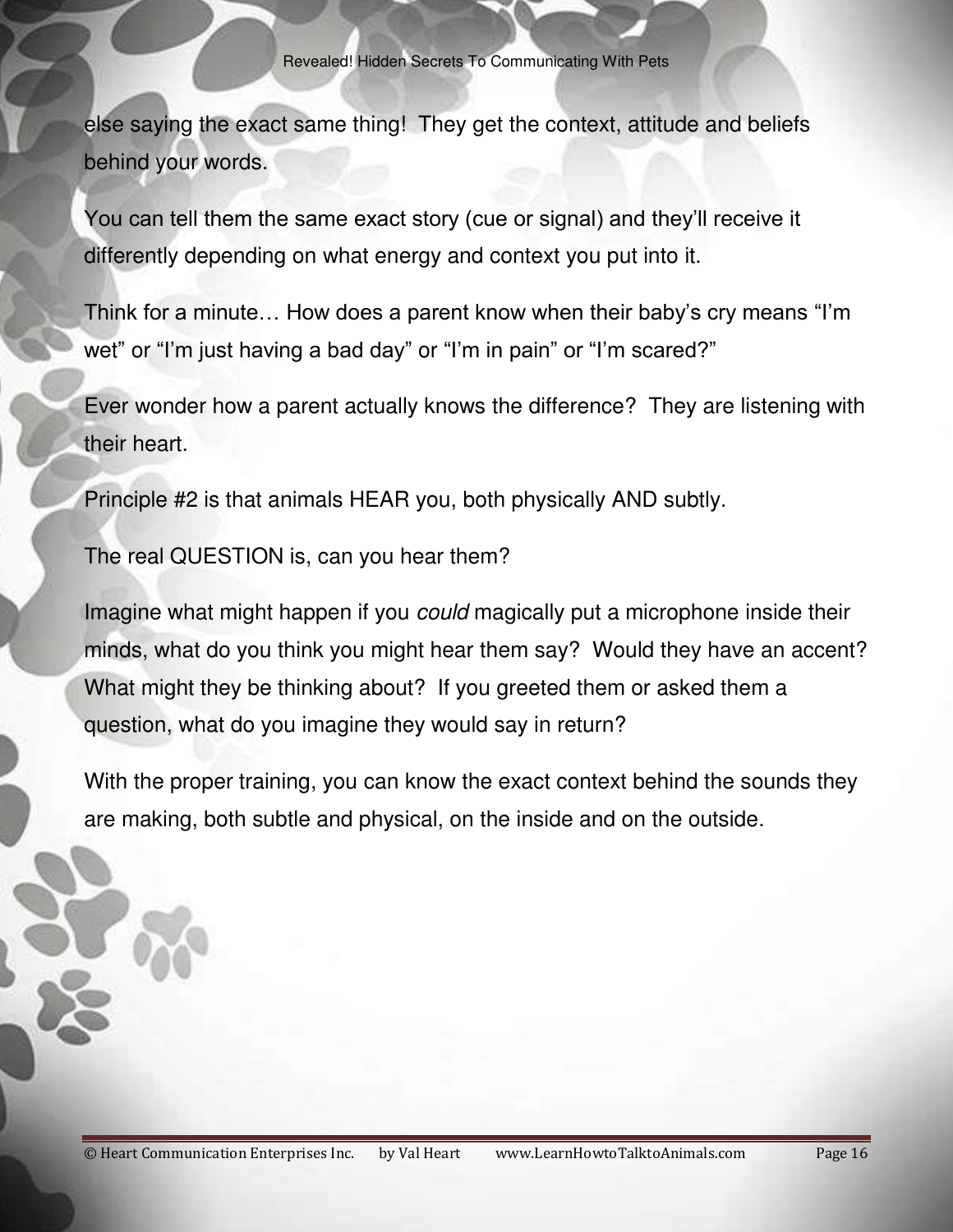else saying the exact same thing! They get the context, attitude and beliefs behind your words.

You can tell them the same exact story (cue or signal) and they'll receive it differently depending on what energy and context you put into it.

Think for a minute… How does a parent know when their baby's cry means "I'm wet" or "I'm just having a bad day" or "I'm in pain" or "I'm scared?"

Ever wonder how a parent actually knows the difference? They are listening with their heart.

Principle #2 is that animals HEAR you, both physically AND subtly.

The real QUESTION is, can you hear them?

Imagine what might happen if you *could* magically put a microphone inside their minds, what do you think you might hear them say? Would they have an accent? What might they be thinking about? If you greeted them or asked them a question, what do you imagine they would say in return?

With the proper training, you can know the exact context behind the sounds they are making, both subtle and physical, on the inside and on the outside.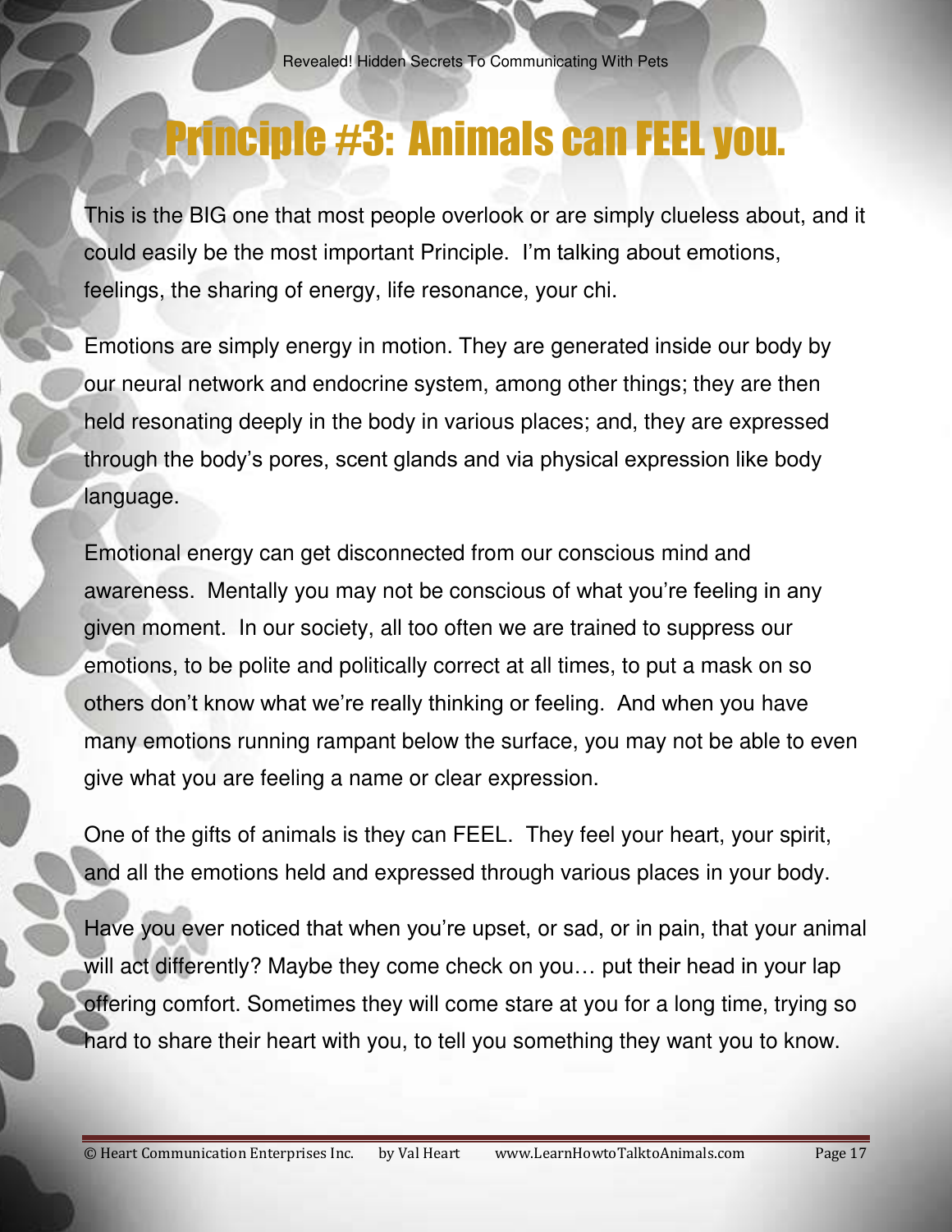# Principle #3: Animals can FEEL you.

This is the BIG one that most people overlook or are simply clueless about, and it could easily be the most important Principle. I'm talking about emotions, feelings, the sharing of energy, life resonance, your chi.

Emotions are simply energy in motion. They are generated inside our body by our neural network and endocrine system, among other things; they are then held resonating deeply in the body in various places; and, they are expressed through the body's pores, scent glands and via physical expression like body language.

Emotional energy can get disconnected from our conscious mind and awareness. Mentally you may not be conscious of what you're feeling in any given moment. In our society, all too often we are trained to suppress our emotions, to be polite and politically correct at all times, to put a mask on so others don't know what we're really thinking or feeling. And when you have many emotions running rampant below the surface, you may not be able to even give what you are feeling a name or clear expression.

One of the gifts of animals is they can FEEL. They feel your heart, your spirit, and all the emotions held and expressed through various places in your body.

Have you ever noticed that when you're upset, or sad, or in pain, that your animal will act differently? Maybe they come check on you… put their head in your lap offering comfort. Sometimes they will come stare at you for a long time, trying so hard to share their heart with you, to tell you something they want you to know.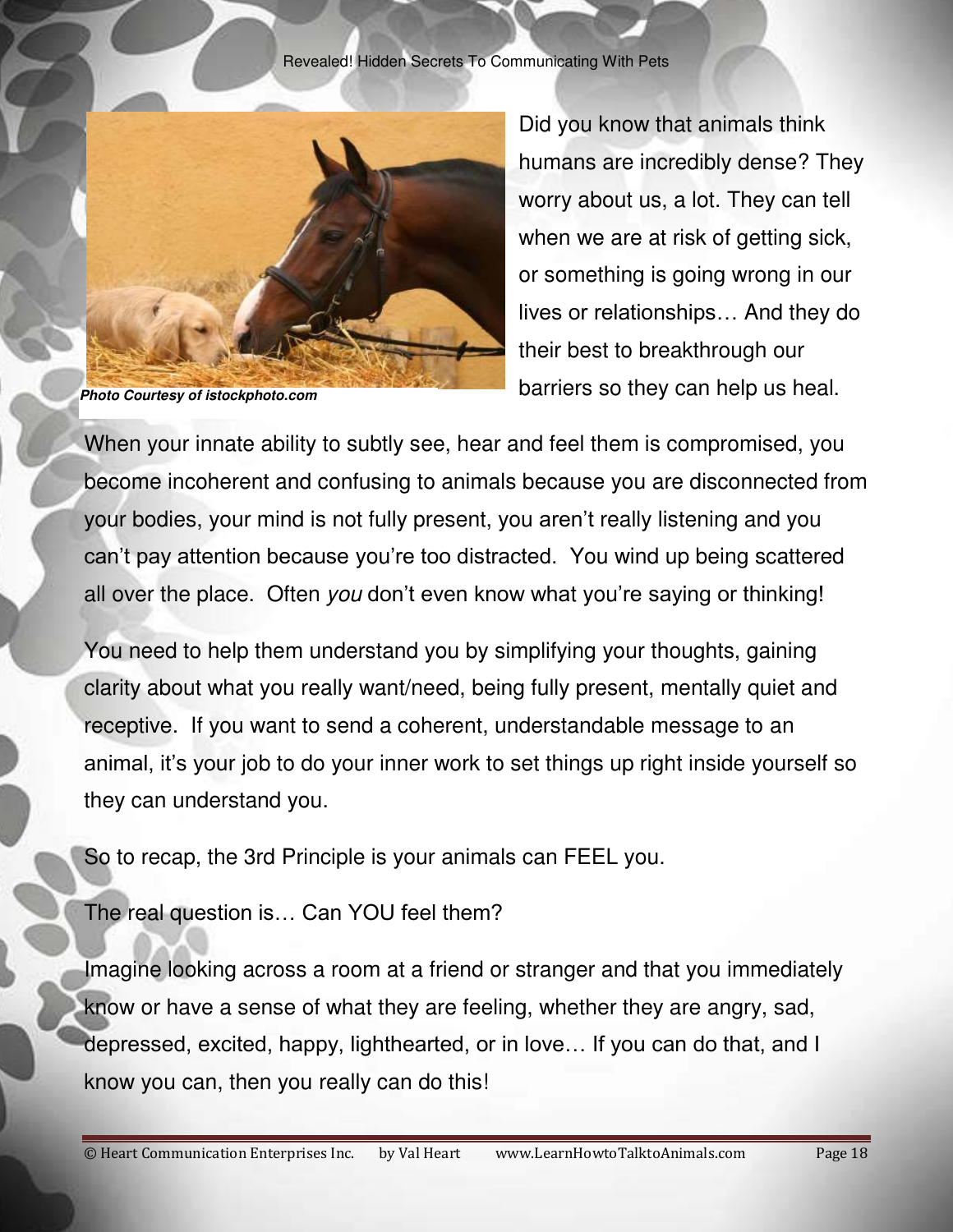Did you know that animals think humans are incredibly dense? They worry about us, a lot. They can tell when we are at risk of getting sick, or something is going wrong in our lives or relationships… And they do their best to breakthrough our barriers so they can help us heal.

***Photo Courtesy of istockphoto.com***

When your innate ability to subtly see, hear and feel them is compromised, you become incoherent and confusing to animals because you are disconnected from your bodies, your mind is not fully present, you aren't really listening and you can't pay attention because you're too distracted. You wind up being scattered all over the place. Often *you* don't even know what you're saying or thinking!

You need to help them understand you by simplifying your thoughts, gaining clarity about what you really want/need, being fully present, mentally quiet and receptive. If you want to send a coherent, understandable message to an animal, it's your job to do your inner work to set things up right inside yourself so they can understand you.

So to recap, the 3rd Principle is your animals can FEEL you.

The real question is… Can YOU feel them?

Imagine looking across a room at a friend or stranger and that you immediately know or have a sense of what they are feeling, whether they are angry, sad, depressed, excited, happy, lighthearted, or in love… If you can do that, and I know you can, then you really can do this!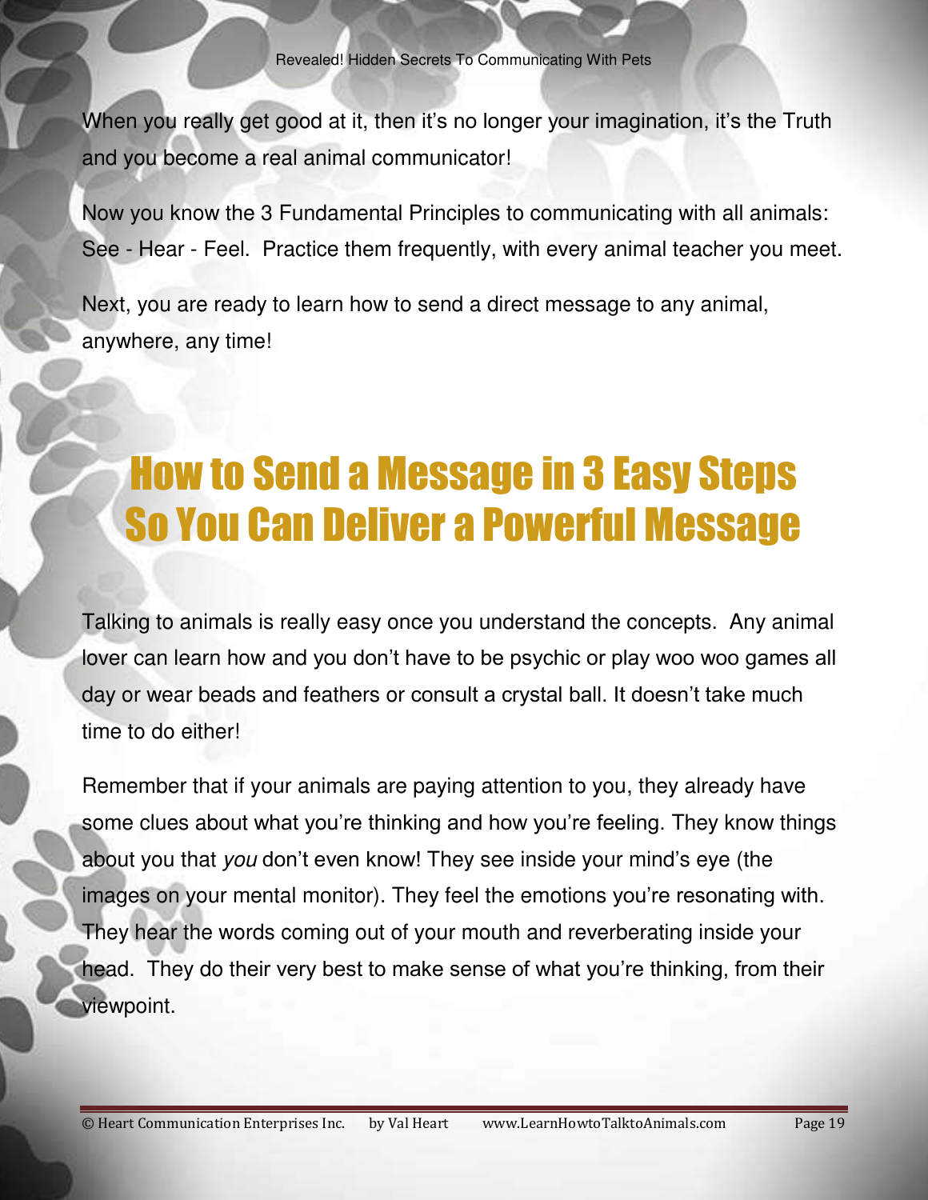When you really get good at it, then it's no longer your imagination, it's the Truth and you become a real animal communicator!

Now you know the 3 Fundamental Principles to communicating with all animals: See - Hear - Feel. Practice them frequently, with every animal teacher you meet.

Next, you are ready to learn how to send a direct message to any animal, anywhere, any time!

# How to Send a Message in 3 Easy Steps So You Can Deliver a Powerful Message

Talking to animals is really easy once you understand the concepts. Any animal lover can learn how and you don't have to be psychic or play woo woo games all day or wear beads and feathers or consult a crystal ball. It doesn't take much time to do either!

Remember that if your animals are paying attention to you, they already have some clues about what you're thinking and how you're feeling. They know things about you that *you* don't even know! They see inside your mind's eye (the images on your mental monitor). They feel the emotions you're resonating with. They hear the words coming out of your mouth and reverberating inside your head. They do their very best to make sense of what you're thinking, from their viewpoint.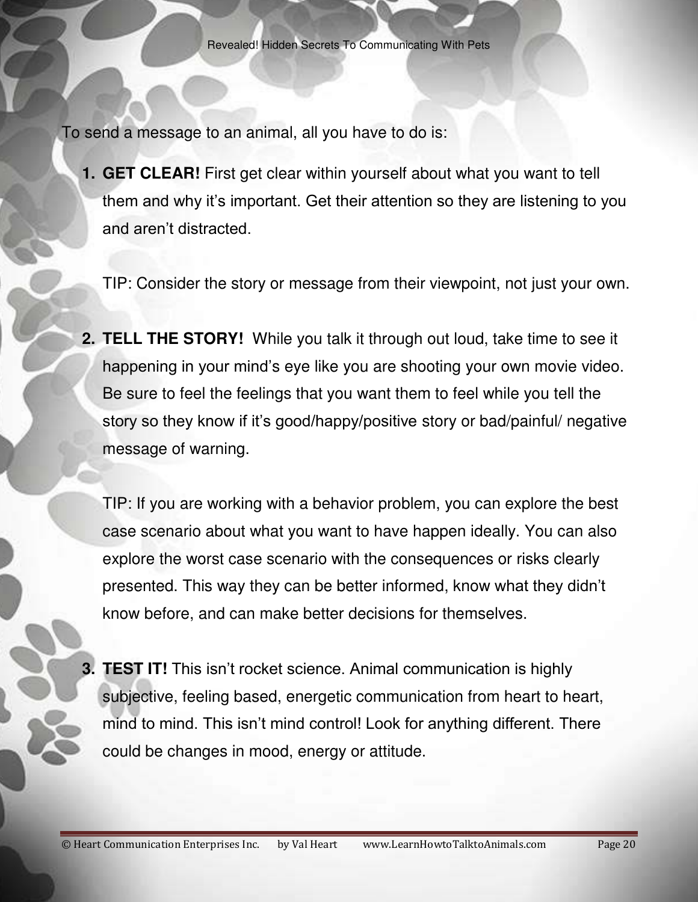To send a message to an animal, all you have to do is:

1. **GET CLEAR!** First get clear within yourself about what you want to tell them and why it's important. Get their attention so they are listening to you and aren't distracted.

   TIP: Consider the story or message from their viewpoint, not just your own.

2. **TELL THE STORY!** While you talk it through out loud, take time to see it happening in your mind's eye like you are shooting your own movie video. Be sure to feel the feelings that you want them to feel while you tell the story so they know if it's good/happy/positive story or bad/painful/ negative message of warning.

   TIP: If you are working with a behavior problem, you can explore the best case scenario about what you want to have happen ideally. You can also explore the worst case scenario with the consequences or risks clearly presented. This way they can be better informed, know what they didn't know before, and can make better decisions for themselves.

3. **TEST IT!** This isn't rocket science. Animal communication is highly subjective, feeling based, energetic communication from heart to heart, mind to mind. This isn't mind control! Look for anything different. There could be changes in mood, energy or attitude.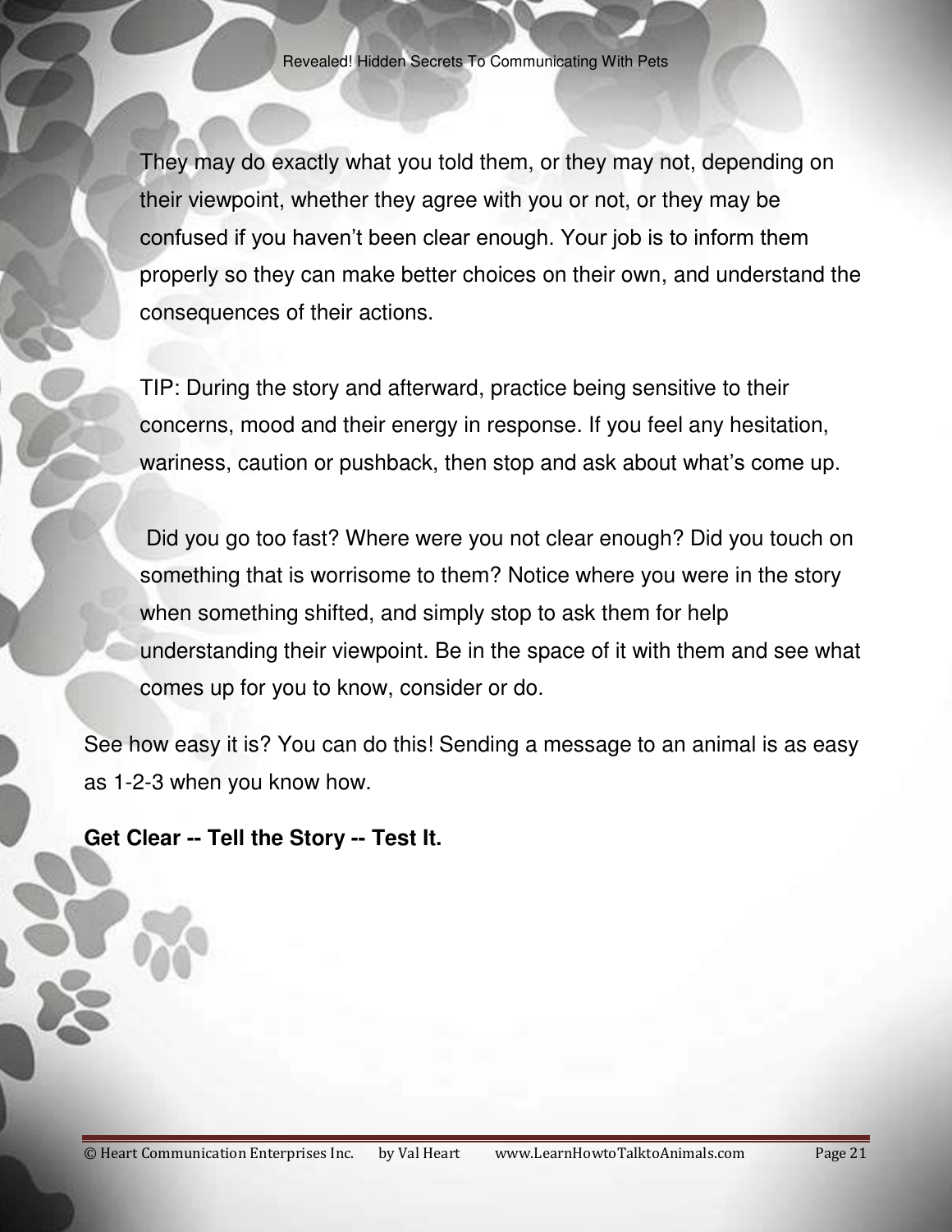They may do exactly what you told them, or they may not, depending on their viewpoint, whether they agree with you or not, or they may be confused if you haven't been clear enough. Your job is to inform them properly so they can make better choices on their own, and understand the consequences of their actions.

TIP: During the story and afterward, practice being sensitive to their concerns, mood and their energy in response. If you feel any hesitation, wariness, caution or pushback, then stop and ask about what's come up.

Did you go too fast? Where were you not clear enough? Did you touch on something that is worrisome to them? Notice where you were in the story when something shifted, and simply stop to ask them for help understanding their viewpoint. Be in the space of it with them and see what comes up for you to know, consider or do.

See how easy it is? You can do this! Sending a message to an animal is as easy as 1-2-3 when you know how.

**Get Clear -- Tell the Story -- Test It.**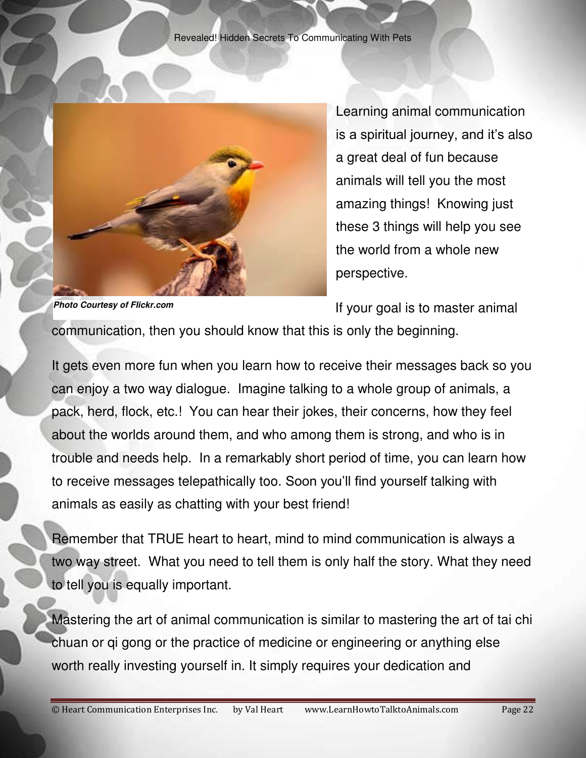*Photo Courtesy of Flickr.com*

Learning animal communication is a spiritual journey, and it's also a great deal of fun because animals will tell you the most amazing things! Knowing just these 3 things will help you see the world from a whole new perspective.

If your goal is to master animal communication, then you should know that this is only the beginning.

It gets even more fun when you learn how to receive their messages back so you can enjoy a two way dialogue. Imagine talking to a whole group of animals, a pack, herd, flock, etc.! You can hear their jokes, their concerns, how they feel about the worlds around them, and who among them is strong, and who is in trouble and needs help. In a remarkably short period of time, you can learn how to receive messages telepathically too. Soon you'll find yourself talking with animals as easily as chatting with your best friend!

Remember that TRUE heart to heart, mind to mind communication is always a two way street. What you need to tell them is only half the story. What they need to tell you is equally important.

Mastering the art of animal communication is similar to mastering the art of tai chi chuan or qi gong or the practice of medicine or engineering or anything else worth really investing yourself in. It simply requires your dedication and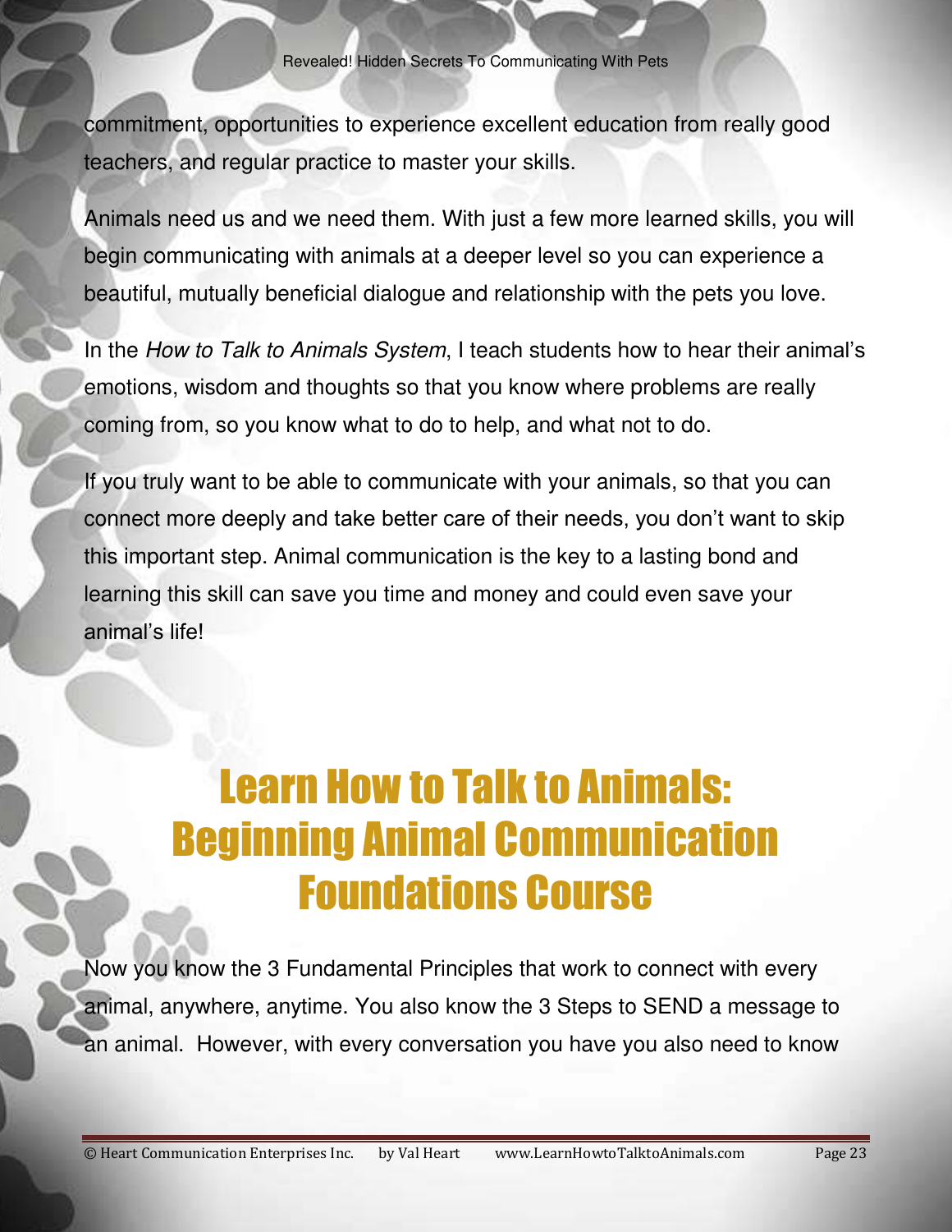commitment, opportunities to experience excellent education from really good teachers, and regular practice to master your skills.

Animals need us and we need them. With just a few more learned skills, you will begin communicating with animals at a deeper level so you can experience a beautiful, mutually beneficial dialogue and relationship with the pets you love.

In the *How to Talk to Animals System*, I teach students how to hear their animal's emotions, wisdom and thoughts so that you know where problems are really coming from, so you know what to do to help, and what not to do.

If you truly want to be able to communicate with your animals, so that you can connect more deeply and take better care of their needs, you don't want to skip this important step. Animal communication is the key to a lasting bond and learning this skill can save you time and money and could even save your animal's life!

# Learn How to Talk to Animals: Beginning Animal Communication Foundations Course

Now you know the 3 Fundamental Principles that work to connect with every animal, anywhere, anytime. You also know the 3 Steps to SEND a message to an animal. However, with every conversation you have you also need to know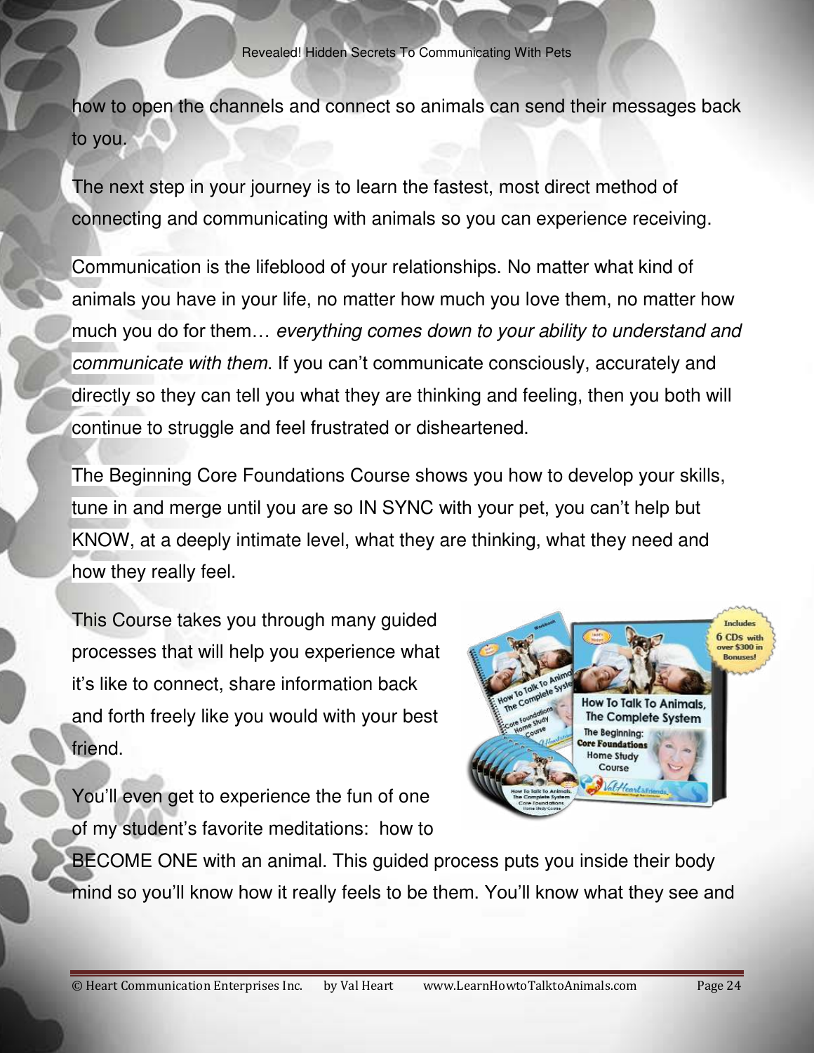how to open the channels and connect so animals can send their messages back to you.

The next step in your journey is to learn the fastest, most direct method of connecting and communicating with animals so you can experience receiving.

Communication is the lifeblood of your relationships. No matter what kind of animals you have in your life, no matter how much you love them, no matter how much you do for them… *everything comes down to your ability to understand and communicate with them*. If you can't communicate consciously, accurately and directly so they can tell you what they are thinking and feeling, then you both will continue to struggle and feel frustrated or disheartened.

The Beginning Core Foundations Course shows you how to develop your skills, tune in and merge until you are so IN SYNC with your pet, you can't help but KNOW, at a deeply intimate level, what they are thinking, what they need and how they really feel.

This Course takes you through many guided processes that will help you experience what it's like to connect, share information back and forth freely like you would with your best friend.

You'll even get to experience the fun of one of my student's favorite meditations: how to BECOME ONE with an animal. This guided process puts you inside their body mind so you'll know how it really feels to be them. You'll know what they see and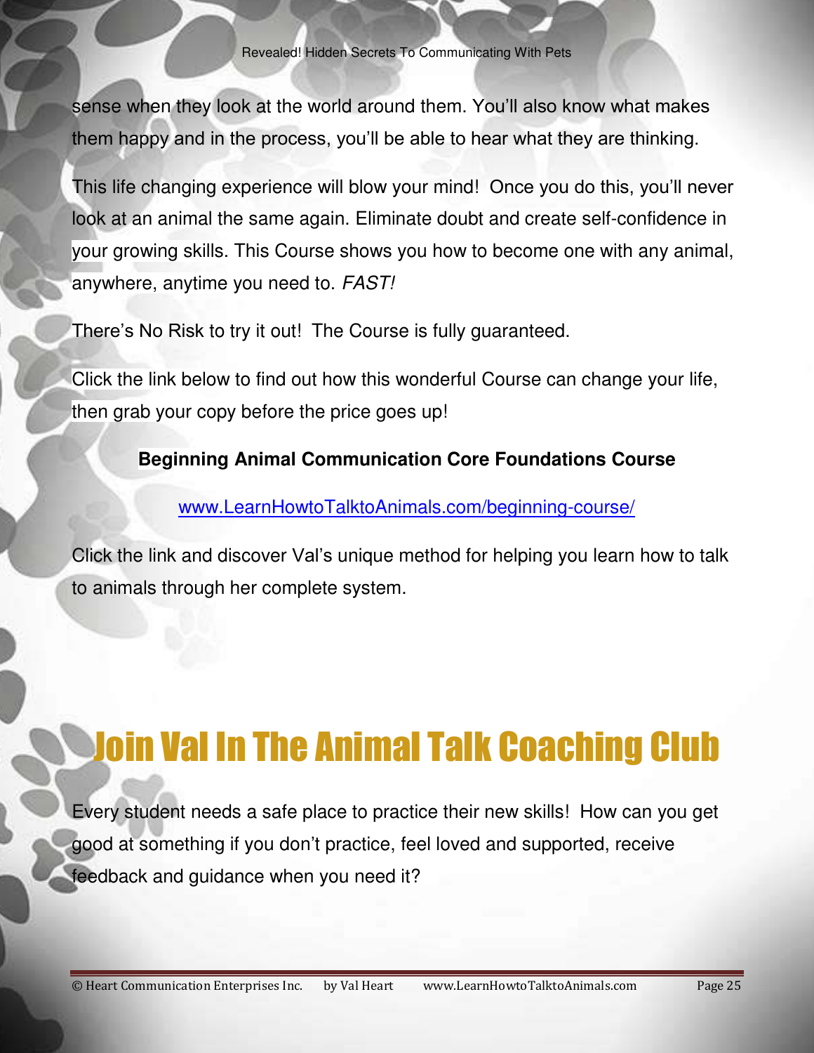sense when they look at the world around them. You'll also know what makes them happy and in the process, you'll be able to hear what they are thinking.

This life changing experience will blow your mind! Once you do this, you'll never look at an animal the same again. Eliminate doubt and create self-confidence in your growing skills. This Course shows you how to become one with any animal, anywhere, anytime you need to. *FAST!*

There's No Risk to try it out! The Course is fully guaranteed.

Click the link below to find out how this wonderful Course can change your life, then grab your copy before the price goes up!

**Beginning Animal Communication Core Foundations Course**

[www.LearnHowtoTalktoAnimals.com/beginning-course/](www.LearnHowtoTalktoAnimals.com/beginning-course/)

Click the link and discover Val's unique method for helping you learn how to talk to animals through her complete system.

# Join Val In The Animal Talk Coaching Club

Every student needs a safe place to practice their new skills! How can you get good at something if you don't practice, feel loved and supported, receive feedback and guidance when you need it?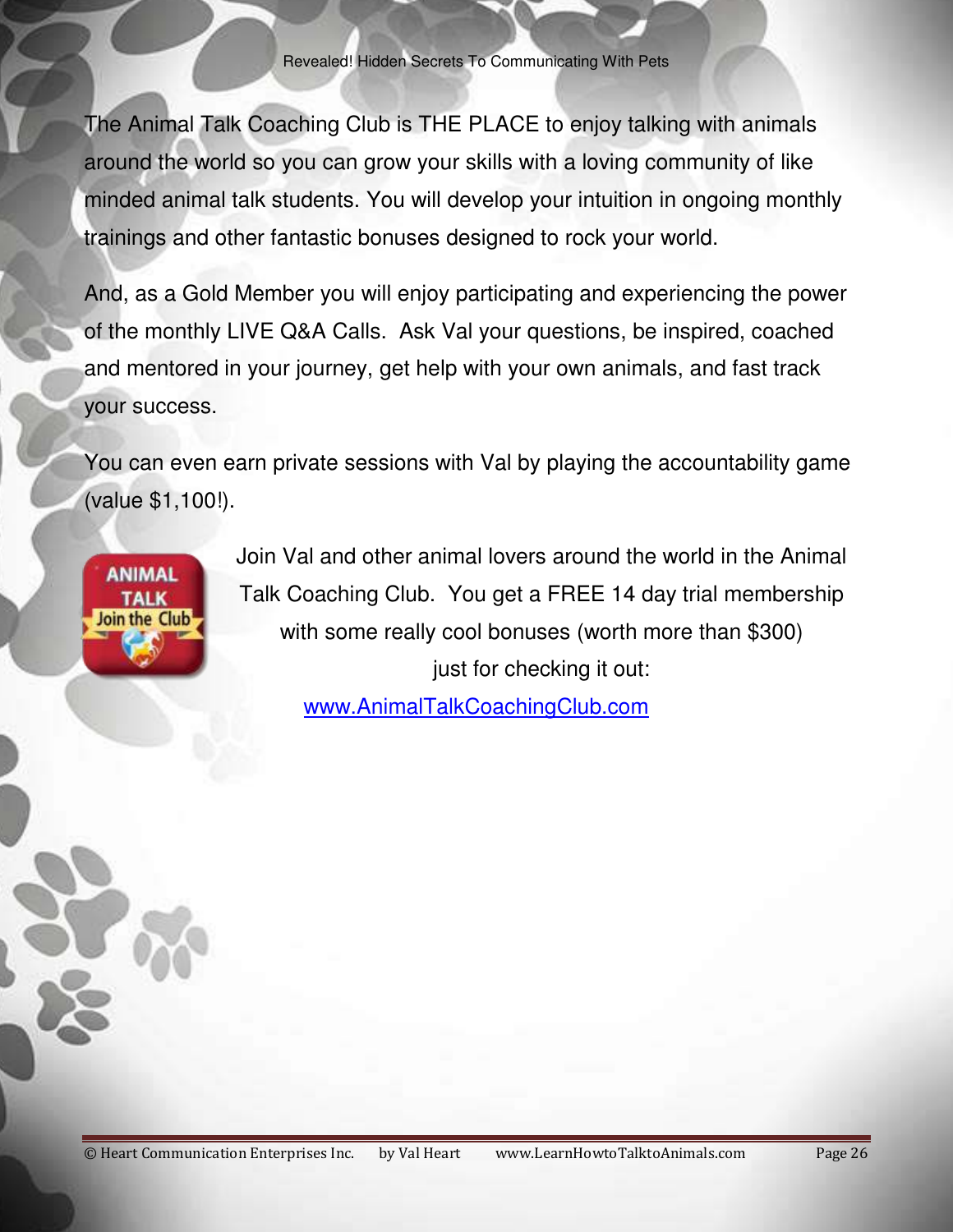The Animal Talk Coaching Club is THE PLACE to enjoy talking with animals around the world so you can grow your skills with a loving community of like minded animal talk students. You will develop your intuition in ongoing monthly trainings and other fantastic bonuses designed to rock your world.

And, as a Gold Member you will enjoy participating and experiencing the power of the monthly LIVE Q&A Calls. Ask Val your questions, be inspired, coached and mentored in your journey, get help with your own animals, and fast track your success.

You can even earn private sessions with Val by playing the accountability game (value $1,100!).

Join Val and other animal lovers around the world in the Animal Talk Coaching Club. You get a FREE 14 day trial membership with some really cool bonuses (worth more than $300) just for checking it out:

www.AnimalTalkCoachingClub.com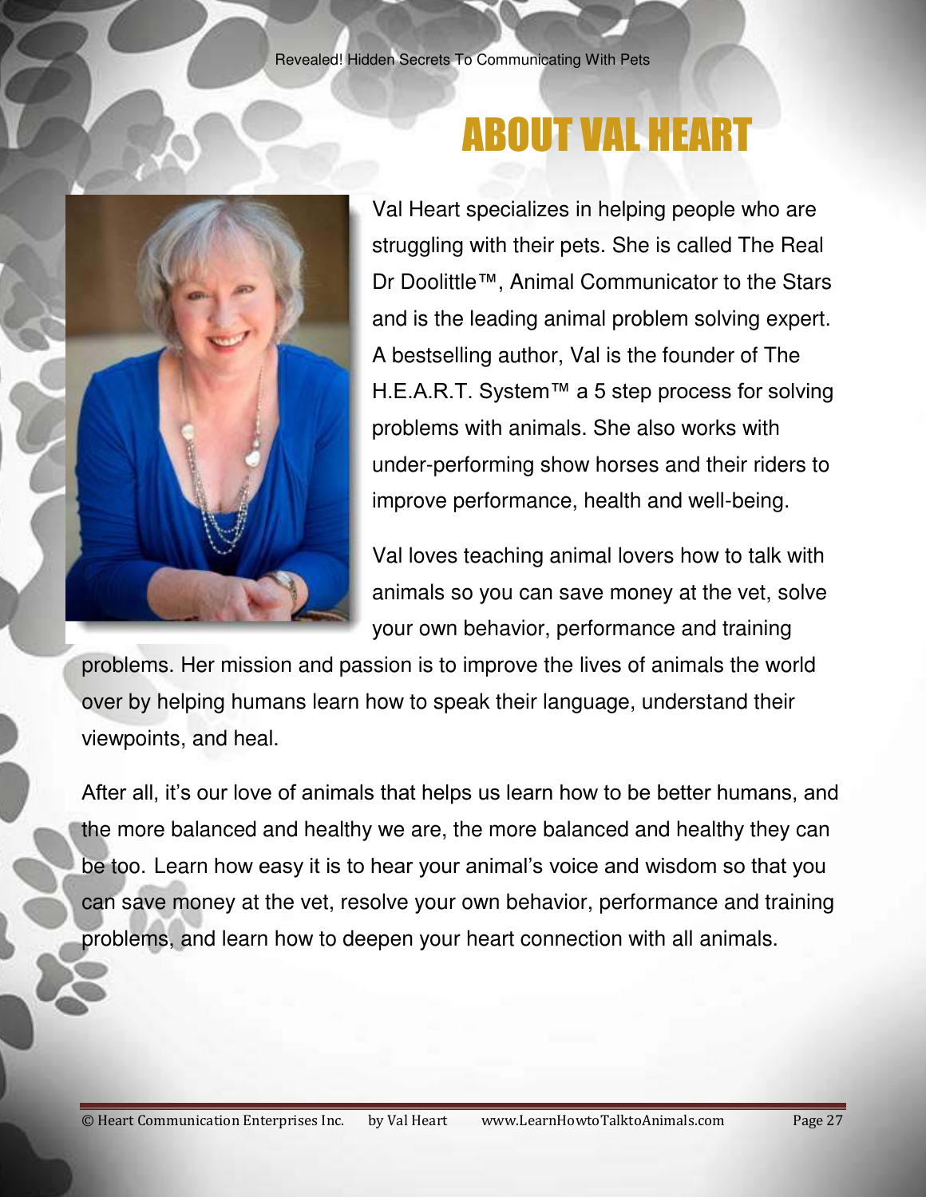# ABOUT VAL HEART

Val Heart specializes in helping people who are struggling with their pets. She is called The Real Dr Doolittle™, Animal Communicator to the Stars and is the leading animal problem solving expert. A bestselling author, Val is the founder of The H.E.A.R.T. System™ a 5 step process for solving problems with animals. She also works with under-performing show horses and their riders to improve performance, health and well-being.

Val loves teaching animal lovers how to talk with animals so you can save money at the vet, solve your own behavior, performance and training problems. Her mission and passion is to improve the lives of animals the world over by helping humans learn how to speak their language, understand their viewpoints, and heal.

After all, it's our love of animals that helps us learn how to be better humans, and the more balanced and healthy we are, the more balanced and healthy they can be too. Learn how easy it is to hear your animal's voice and wisdom so that you can save money at the vet, resolve your own behavior, performance and training problems, and learn how to deepen your heart connection with all animals.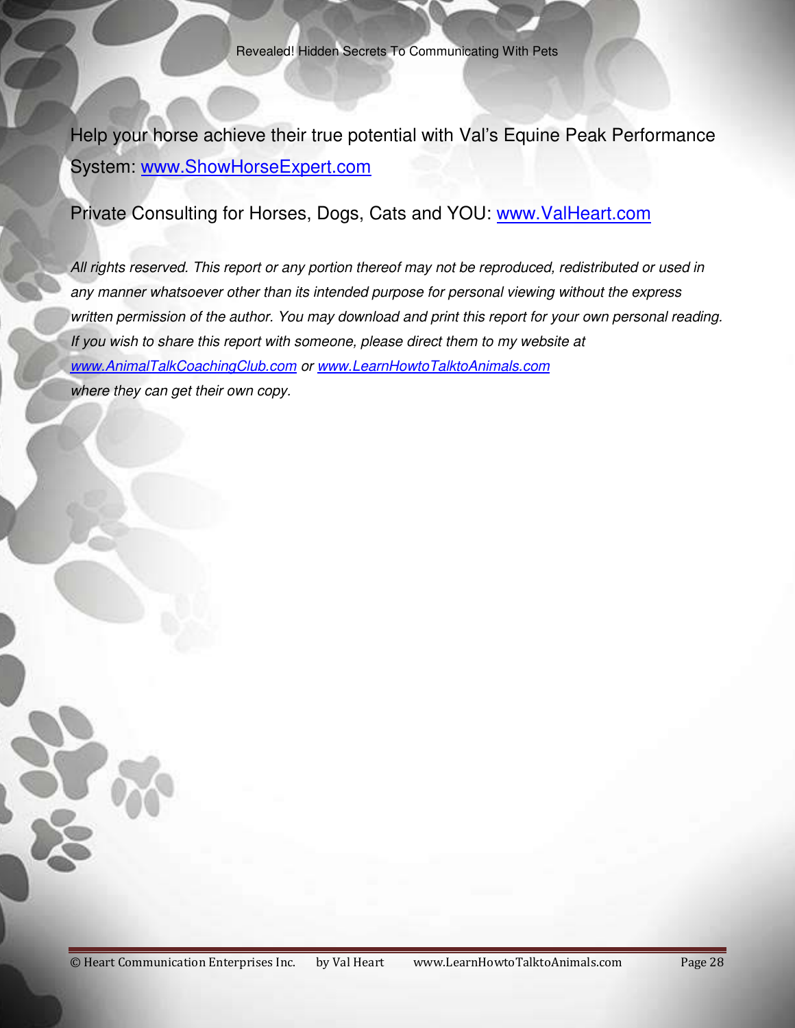Help your horse achieve their true potential with Val's Equine Peak Performance System: www.ShowHorseExpert.com

Private Consulting for Horses, Dogs, Cats and YOU: www.ValHeart.com

*All rights reserved. This report or any portion thereof may not be reproduced, redistributed or used in any manner whatsoever other than its intended purpose for personal viewing without the express written permission of the author. You may download and print this report for your own personal reading. If you wish to share this report with someone, please direct them to my website at www.AnimalTalkCoachingClub.com or www.LearnHowtoTalktoAnimals.com where they can get their own copy.*